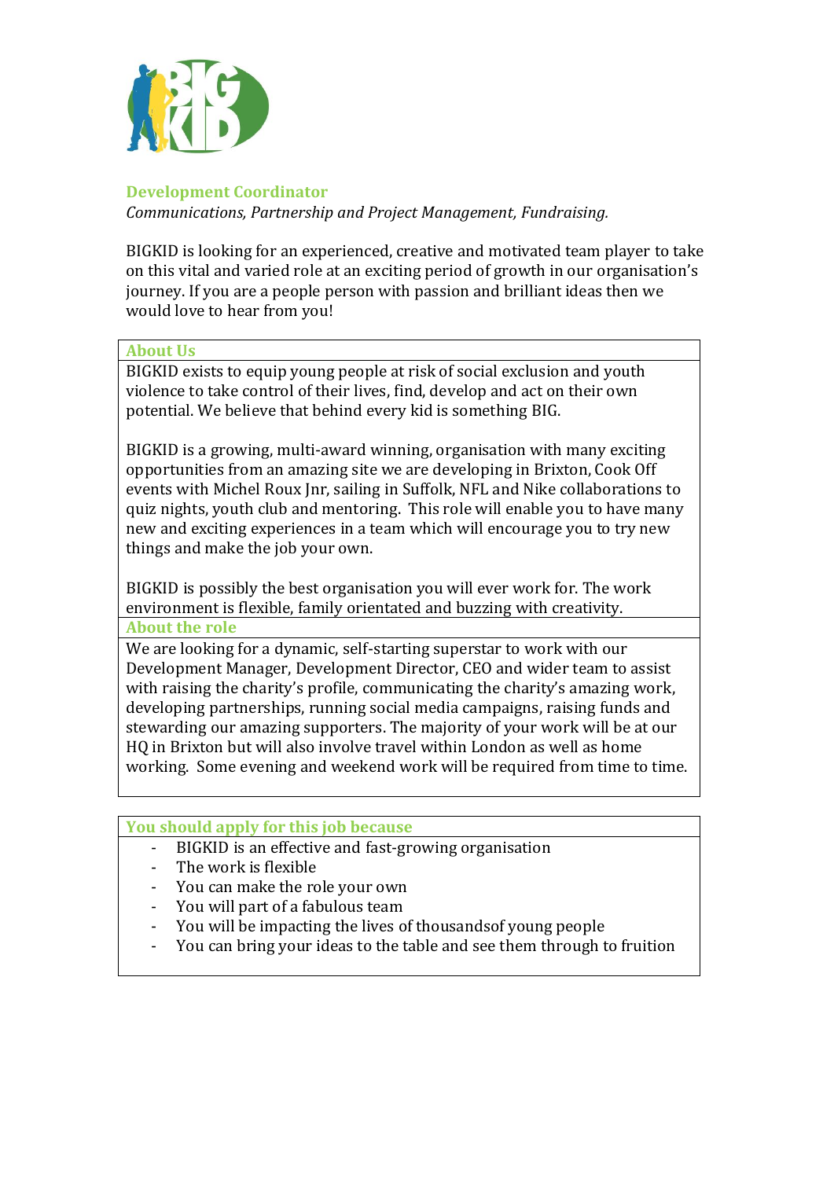## Development Coordinator

*Communications, Partnership and Project Management, Fundraising.*

BIGKID is looking for an experienced, creative and motivated team player to take on this vital and varied role at an exciting period of growth in our organisation's journey. If you are a people person with passion and brilliant ideas then we would love to hear from you!

### About Us

BIGKID exists to equip young people at risk of social exclusion and youth violence to take control of their lives, find, develop and act on their own potential. We believe that behind every kid is something BIG.

BIGKID is a growing, multi-award winning, organisation with many exciting opportunities from an amazing site we are developing in Brixton, Cook Off events with Michel Roux Jnr, sailing in Suffolk, NFL and Nike collaborations to quiz nights, youth club and mentoring. This role will enable you to have many new and exciting experiences in a team which will encourage you to try new things and make the job your own.

BIGKID is possibly the best organisation you will ever work for. The work environment is flexible, family orientated and buzzing with creativity.

### About the role

We are looking for a dynamic, self-starting superstar to work with our Development Manager, Development Director, CEO and wider team to assist with raising the charity's profile, communicating the charity's amazing work, developing partnerships, running social media campaigns, raising funds and stewarding our amazing supporters. The majority of your work will be at our HQ in Brixton but will also involve travel within London as well as home working. Some evening and weekend work will be required from time to time.

### You should apply for this job because

- BIGKID is an effective and fast-growing organisation
- The work is flexible
- You can make the role your own
- You will part of a fabulous team
- You will be impacting the lives of thousandsof young people
- You can bring your ideas to the table and see them through to fruition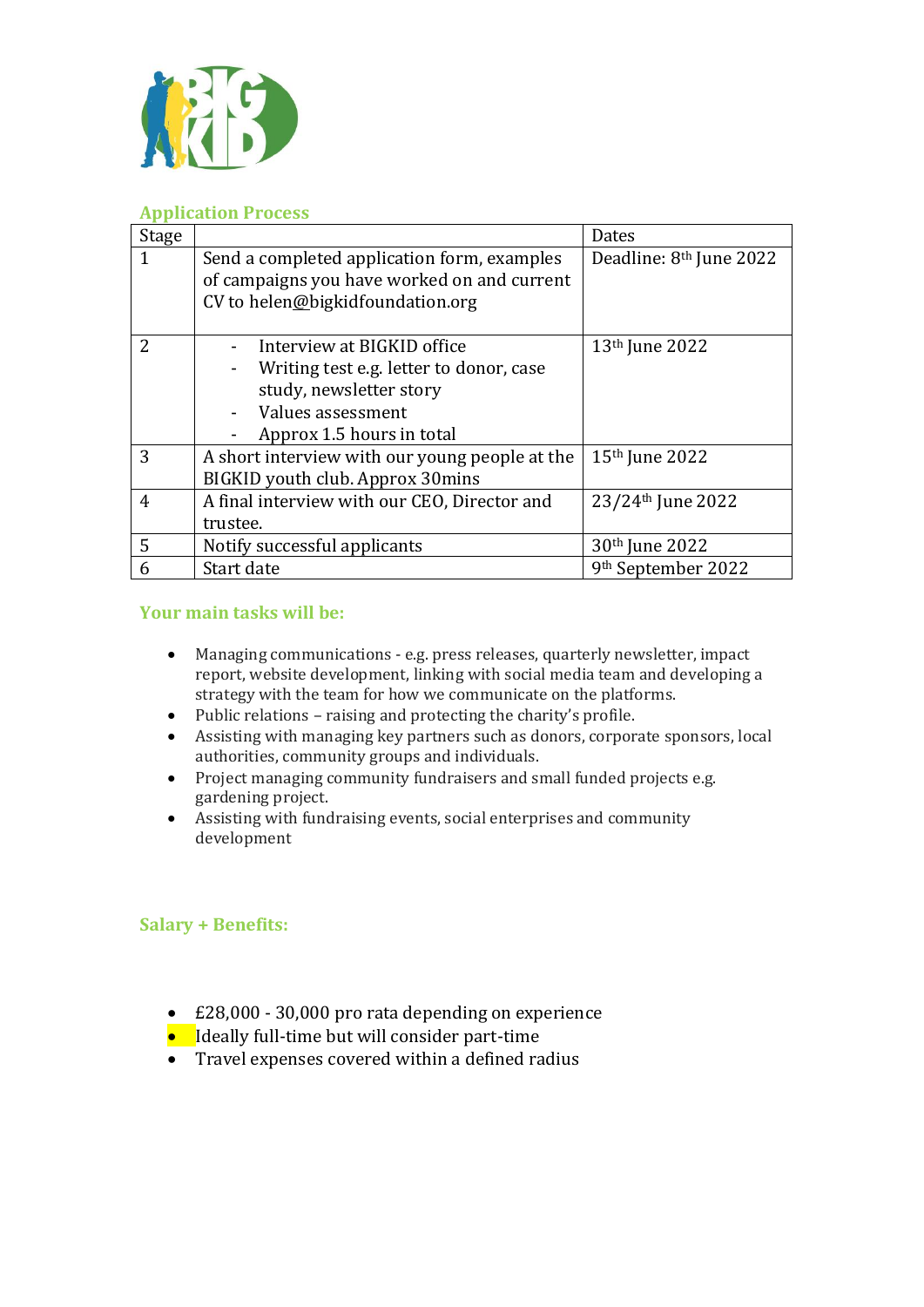## Application Process

| Stage | | Dates |
|---|---|---|
| 1 | Send a completed application form, examples of campaigns you have worked on and current CV to helen@bigkidfoundation.org | Deadline: 8th June 2022 |
| 2 | - Interview at BIGKID office<br>- Writing test e.g. letter to donor, case study, newsletter story<br>- Values assessment<br>- Approx 1.5 hours in total | 13th June 2022 |
| 3 | A short interview with our young people at the BIGKID youth club. Approx 30mins | 15th June 2022 |
| 4 | A final interview with our CEO, Director and trustee. | 23/24th June 2022 |
| 5 | Notify successful applicants | 30th June 2022 |
| 6 | Start date | 9th September 2022 |

## Your main tasks will be:

- Managing communications - e.g. press releases, quarterly newsletter, impact report, website development, linking with social media team and developing a strategy with the team for how we communicate on the platforms.
- Public relations – raising and protecting the charity's profile.
- Assisting with managing key partners such as donors, corporate sponsors, local authorities, community groups and individuals.
- Project managing community fundraisers and small funded projects e.g. gardening project.
- Assisting with fundraising events, social enterprises and community development

## Salary + Benefits:

- £28,000 - 30,000 pro rata depending on experience
- Ideally full-time but will consider part-time
- Travel expenses covered within a defined radius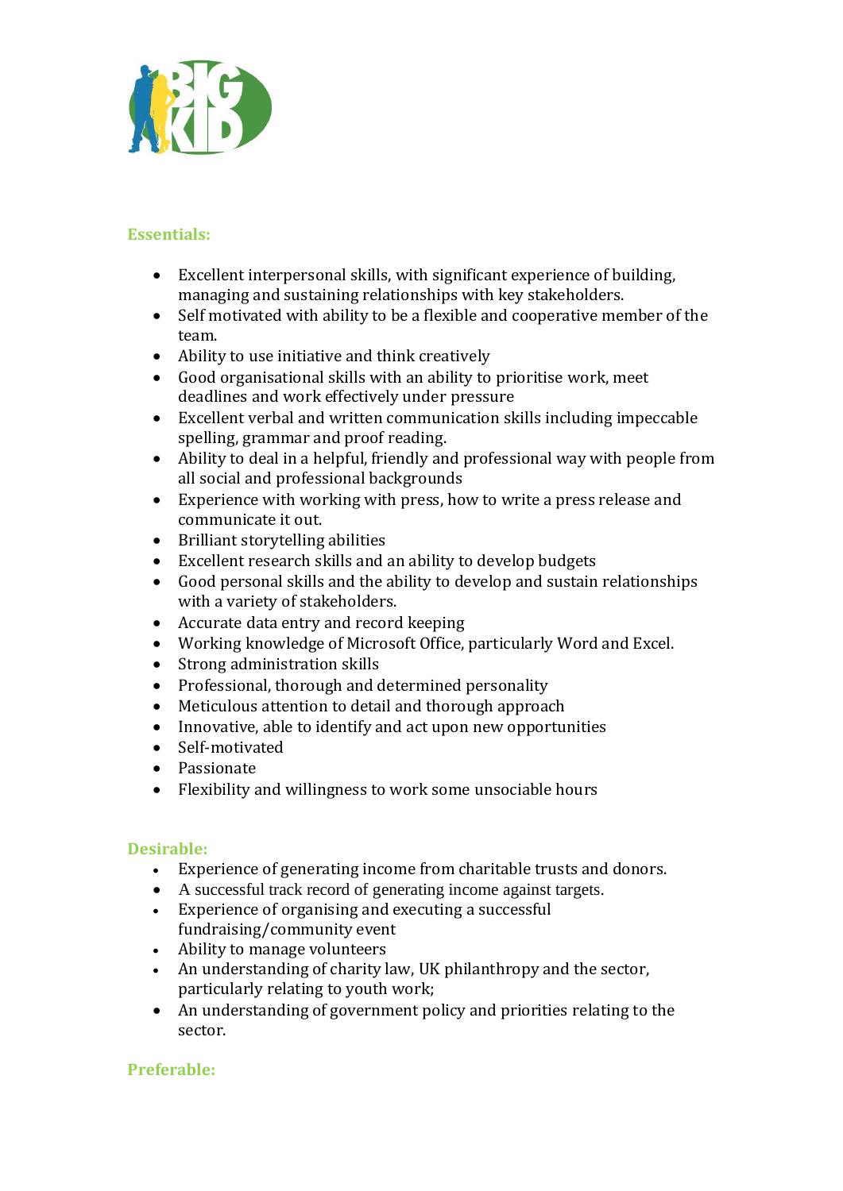### Essentials:

- Excellent interpersonal skills, with significant experience of building, managing and sustaining relationships with key stakeholders.
- Self motivated with ability to be a flexible and cooperative member of the team.
- Ability to use initiative and think creatively
- Good organisational skills with an ability to prioritise work, meet deadlines and work effectively under pressure
- Excellent verbal and written communication skills including impeccable spelling, grammar and proof reading.
- Ability to deal in a helpful, friendly and professional way with people from all social and professional backgrounds
- Experience with working with press, how to write a press release and communicate it out.
- Brilliant storytelling abilities
- Excellent research skills and an ability to develop budgets
- Good personal skills and the ability to develop and sustain relationships with a variety of stakeholders.
- Accurate data entry and record keeping
- Working knowledge of Microsoft Office, particularly Word and Excel.
- Strong administration skills
- Professional, thorough and determined personality
- Meticulous attention to detail and thorough approach
- Innovative, able to identify and act upon new opportunities
- Self-motivated
- Passionate
- Flexibility and willingness to work some unsociable hours

### Desirable:

- Experience of generating income from charitable trusts and donors.
- A successful track record of generating income against targets.
- Experience of organising and executing a successful fundraising/community event
- Ability to manage volunteers
- An understanding of charity law, UK philanthropy and the sector, particularly relating to youth work;
- An understanding of government policy and priorities relating to the sector.

### Preferable: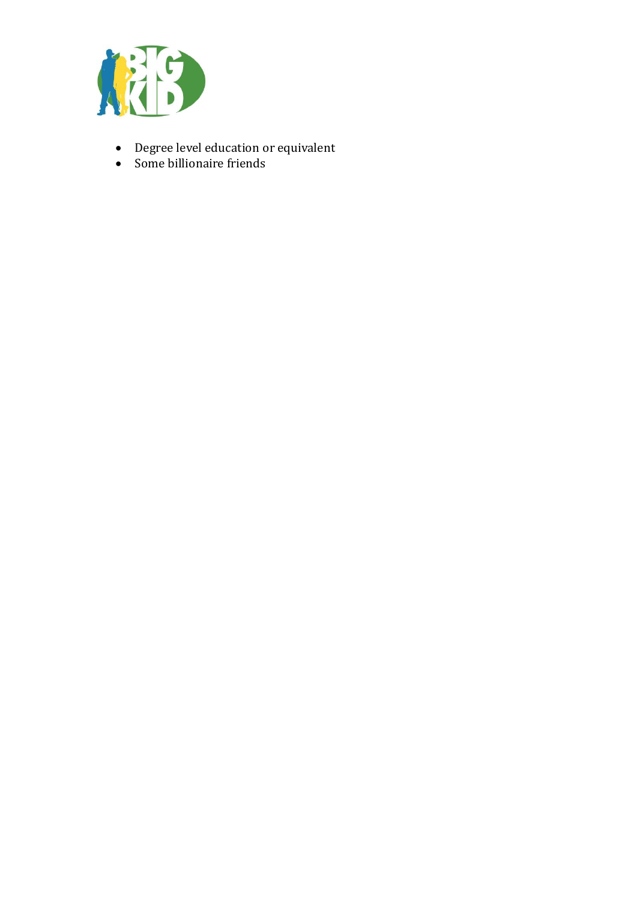- Degree level education or equivalent
- Some billionaire friends